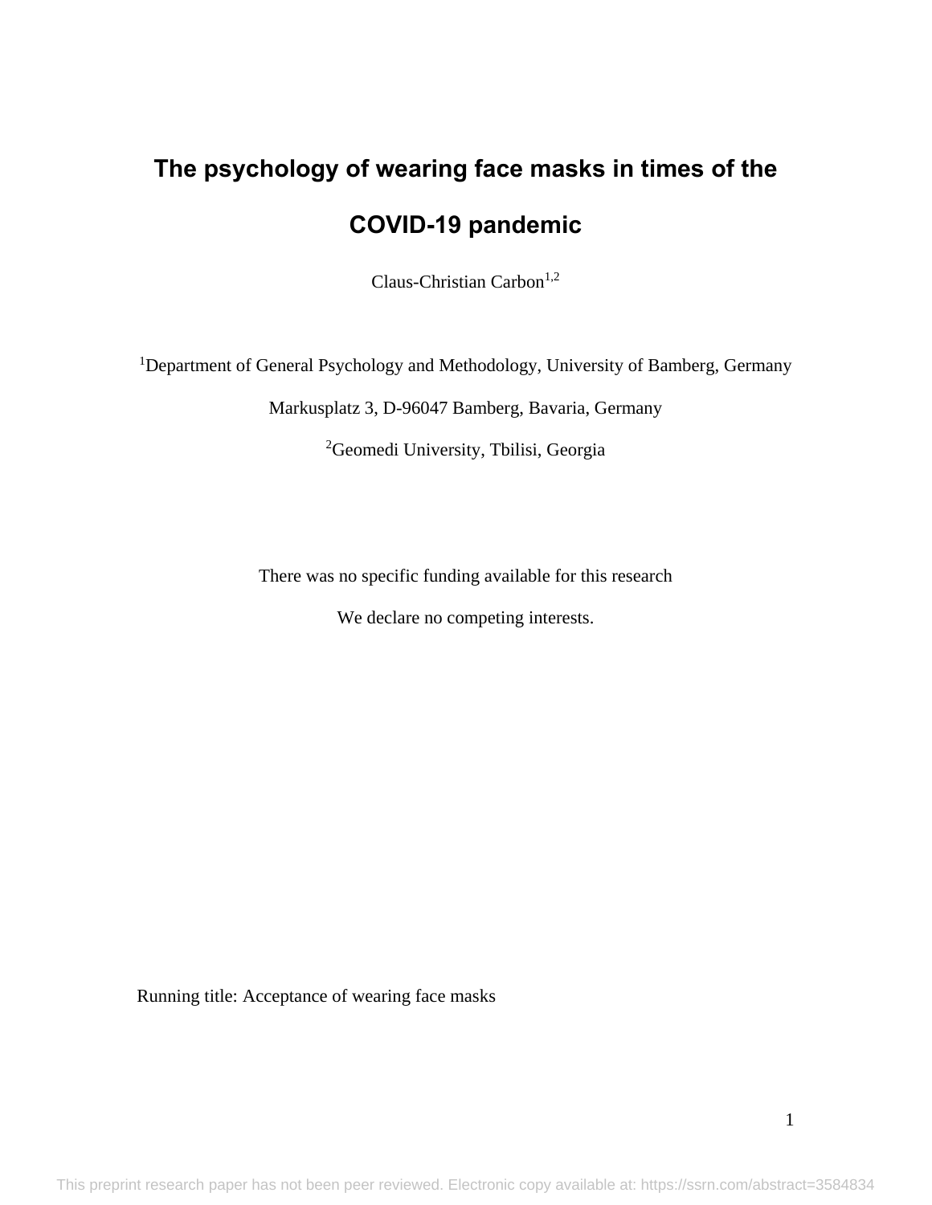# The psychology of wearing face masks in times of the COVID-19 pandemic

Claus-Christian Carbon[1,2]

[1]Department of General Psychology and Methodology, University of Bamberg, Germany

Markusplatz 3, D-96047 Bamberg, Bavaria, Germany

[2]Geomedi University, Tbilisi, Georgia

There was no specific funding available for this research

We declare no competing interests.

Running title: Acceptance of wearing face masks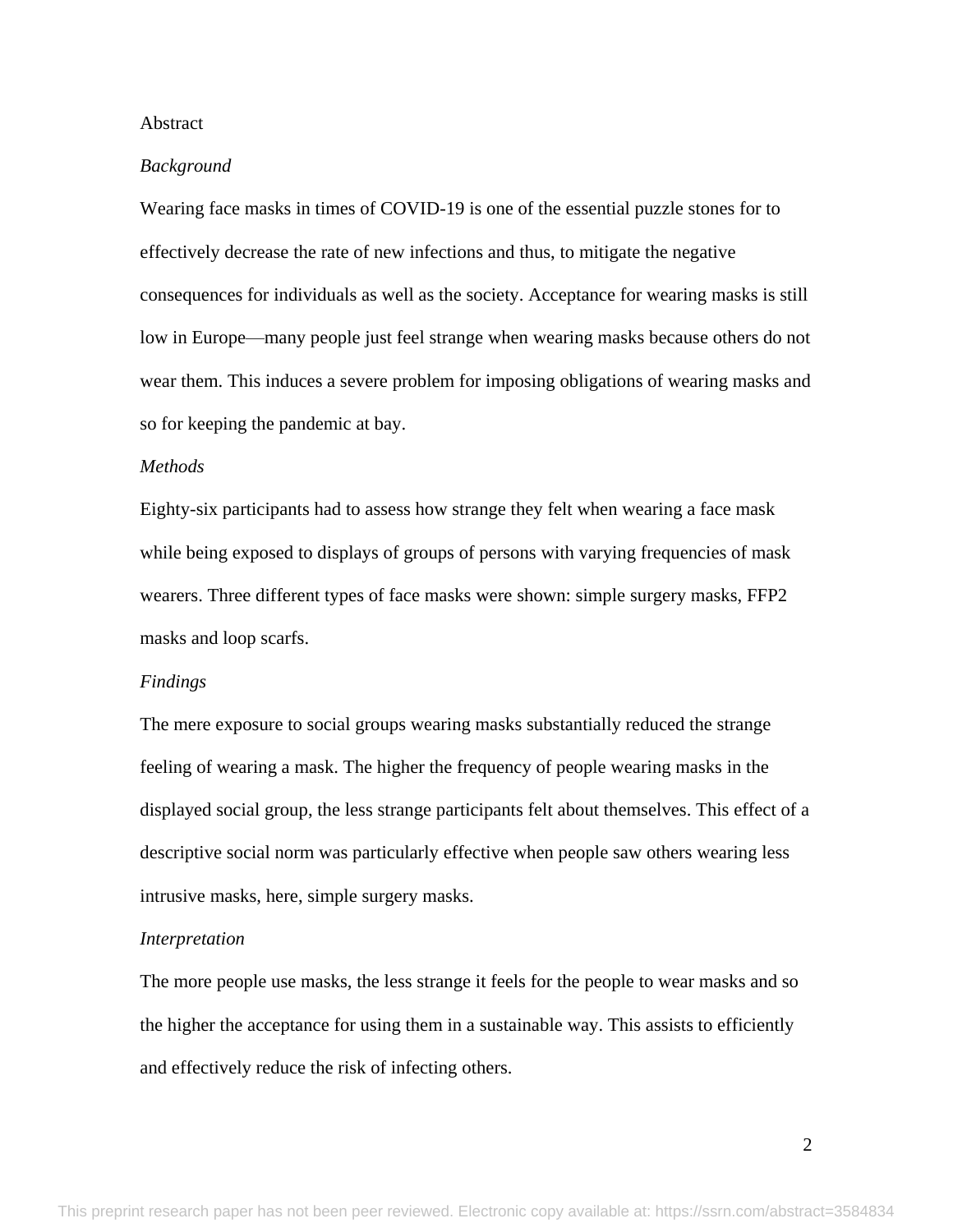Abstract

*Background*

Wearing face masks in times of COVID-19 is one of the essential puzzle stones for to effectively decrease the rate of new infections and thus, to mitigate the negative consequences for individuals as well as the society. Acceptance for wearing masks is still low in Europe—many people just feel strange when wearing masks because others do not wear them. This induces a severe problem for imposing obligations of wearing masks and so for keeping the pandemic at bay.

*Methods*

Eighty-six participants had to assess how strange they felt when wearing a face mask while being exposed to displays of groups of persons with varying frequencies of mask wearers. Three different types of face masks were shown: simple surgery masks, FFP2 masks and loop scarfs.

*Findings*

The mere exposure to social groups wearing masks substantially reduced the strange feeling of wearing a mask. The higher the frequency of people wearing masks in the displayed social group, the less strange participants felt about themselves. This effect of a descriptive social norm was particularly effective when people saw others wearing less intrusive masks, here, simple surgery masks.

*Interpretation*

The more people use masks, the less strange it feels for the people to wear masks and so the higher the acceptance for using them in a sustainable way. This assists to efficiently and effectively reduce the risk of infecting others.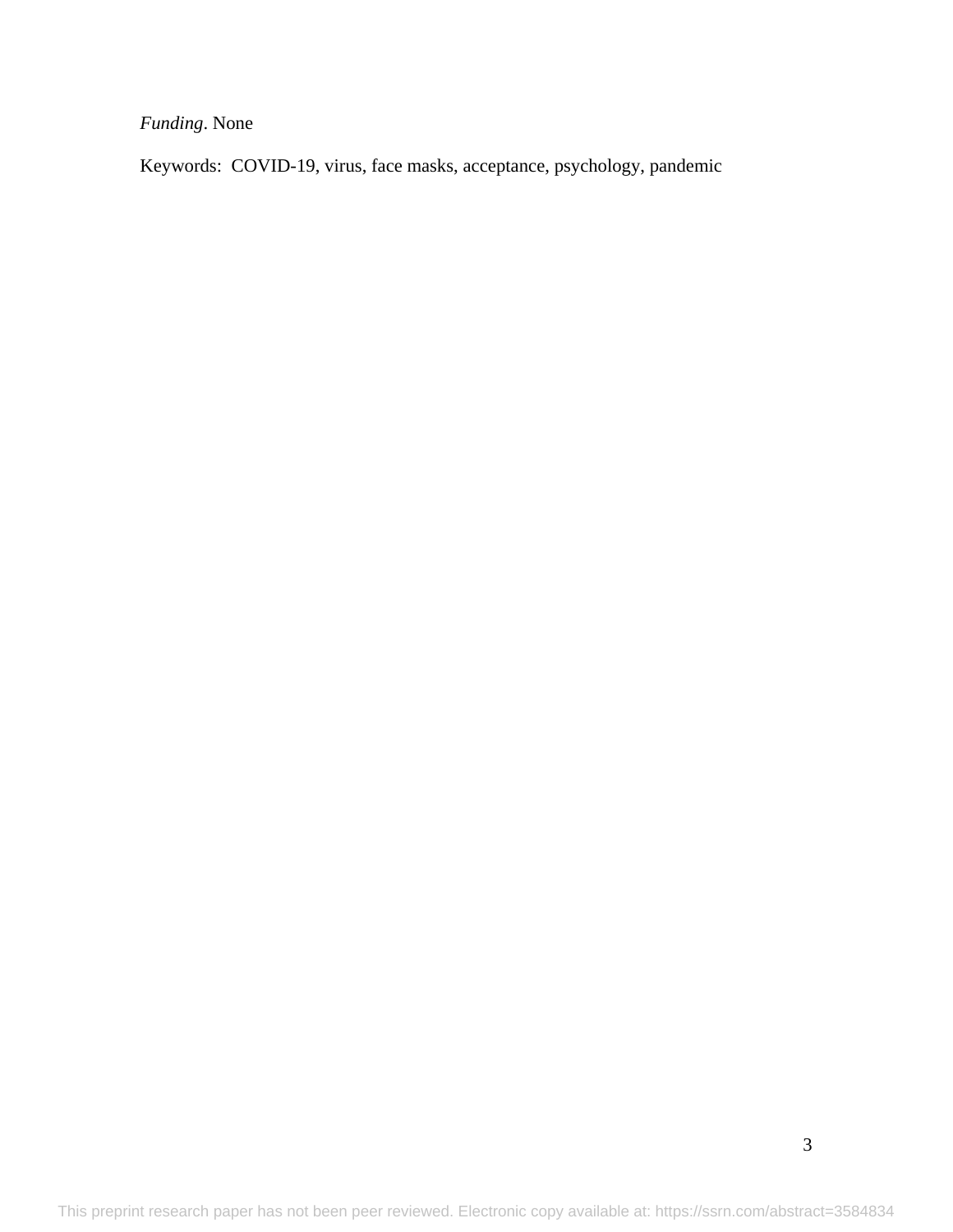*Funding*. None

Keywords: COVID-19, virus, face masks, acceptance, psychology, pandemic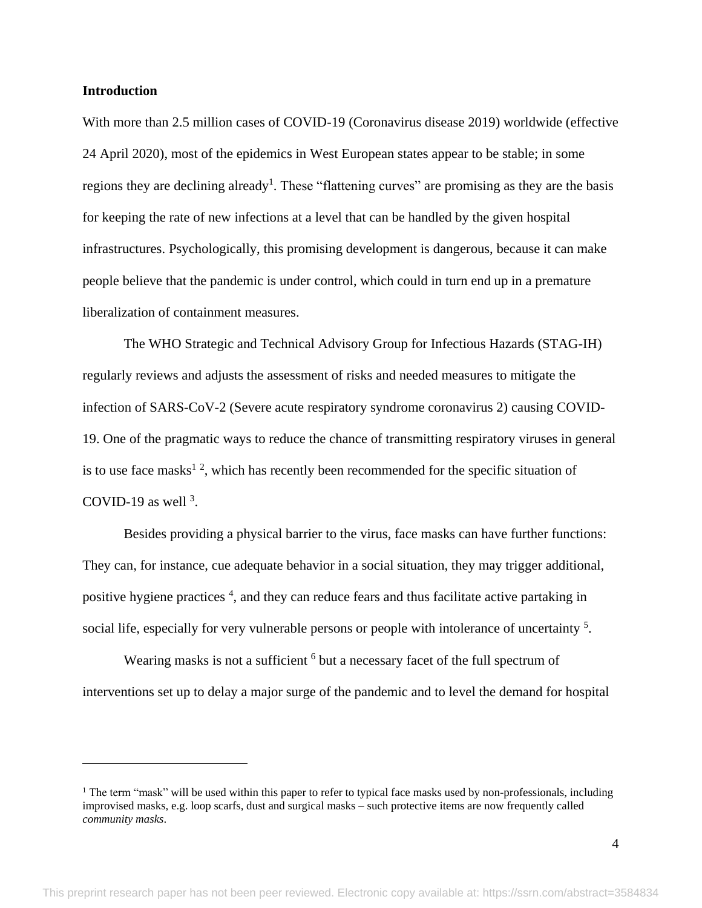## Introduction

With more than 2.5 million cases of COVID-19 (Coronavirus disease 2019) worldwide (effective 24 April 2020), most of the epidemics in West European states appear to be stable; in some regions they are declining already[1]. These “flattening curves” are promising as they are the basis for keeping the rate of new infections at a level that can be handled by the given hospital infrastructures. Psychologically, this promising development is dangerous, because it can make people believe that the pandemic is under control, which could in turn end up in a premature liberalization of containment measures.

The WHO Strategic and Technical Advisory Group for Infectious Hazards (STAG-IH) regularly reviews and adjusts the assessment of risks and needed measures to mitigate the infection of SARS-CoV-2 (Severe acute respiratory syndrome coronavirus 2) causing COVID-19. One of the pragmatic ways to reduce the chance of transmitting respiratory viruses in general is to use face masks[1] [2], which has recently been recommended for the specific situation of COVID-19 as well [3].

Besides providing a physical barrier to the virus, face masks can have further functions: They can, for instance, cue adequate behavior in a social situation, they may trigger additional, positive hygiene practices [4], and they can reduce fears and thus facilitate active partaking in social life, especially for very vulnerable persons or people with intolerance of uncertainty [5].

Wearing masks is not a sufficient [6] but a necessary facet of the full spectrum of interventions set up to delay a major surge of the pandemic and to level the demand for hospital

---

[1] The term “mask” will be used within this paper to refer to typical face masks used by non-professionals, including improvised masks, e.g. loop scarfs, dust and surgical masks – such protective items are now frequently called *community masks*.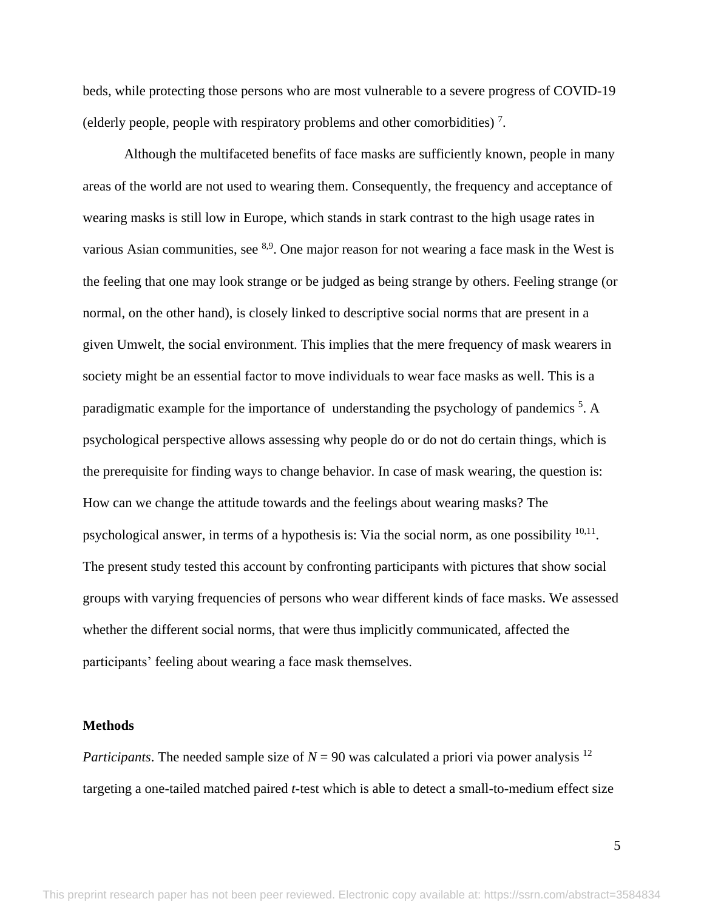beds, while protecting those persons who are most vulnerable to a severe progress of COVID-19 (elderly people, people with respiratory problems and other comorbidities) [7].

Although the multifaceted benefits of face masks are sufficiently known, people in many areas of the world are not used to wearing them. Consequently, the frequency and acceptance of wearing masks is still low in Europe, which stands in stark contrast to the high usage rates in various Asian communities, see [8,9]. One major reason for not wearing a face mask in the West is the feeling that one may look strange or be judged as being strange by others. Feeling strange (or normal, on the other hand), is closely linked to descriptive social norms that are present in a given Umwelt, the social environment. This implies that the mere frequency of mask wearers in society might be an essential factor to move individuals to wear face masks as well. This is a paradigmatic example for the importance of understanding the psychology of pandemics [5]. A psychological perspective allows assessing why people do or do not do certain things, which is the prerequisite for finding ways to change behavior. In case of mask wearing, the question is: How can we change the attitude towards and the feelings about wearing masks? The psychological answer, in terms of a hypothesis is: Via the social norm, as one possibility [10,11]. The present study tested this account by confronting participants with pictures that show social groups with varying frequencies of persons who wear different kinds of face masks. We assessed whether the different social norms, that were thus implicitly communicated, affected the participants' feeling about wearing a face mask themselves.

## Methods

*Participants*. The needed sample size of $N = 90$ was calculated a priori via power analysis [12] targeting a one-tailed matched paired $t$-test which is able to detect a small-to-medium effect size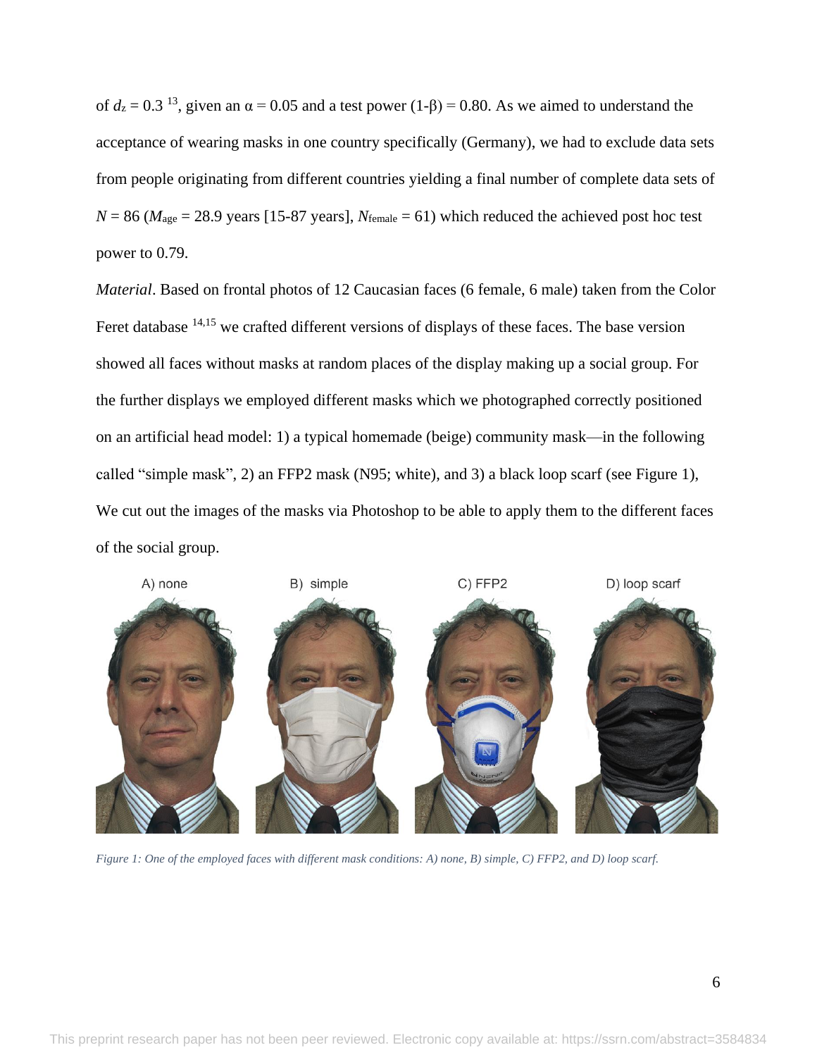of $d_z = 0.3$ [13], given an $\alpha = 0.05$ and a test power $(1-\beta) = 0.80$. As we aimed to understand the acceptance of wearing masks in one country specifically (Germany), we had to exclude data sets from people originating from different countries yielding a final number of complete data sets of $N = 86$ ($M_{age} = 28.9$ years [15-87 years], $N_{female} = 61$) which reduced the achieved post hoc test power to 0.79.

*Material*. Based on frontal photos of 12 Caucasian faces (6 female, 6 male) taken from the Color Feret database [14,15] we crafted different versions of displays of these faces. The base version showed all faces without masks at random places of the display making up a social group. For the further displays we employed different masks which we photographed correctly positioned on an artificial head model: 1) a typical homemade (beige) community mask—in the following called "simple mask", 2) an FFP2 mask (N95; white), and 3) a black loop scarf (see Figure 1), We cut out the images of the masks via Photoshop to be able to apply them to the different faces of the social group.

*Figure 1: One of the employed faces with different mask conditions: A) none, B) simple, C) FFP2, and D) loop scarf.*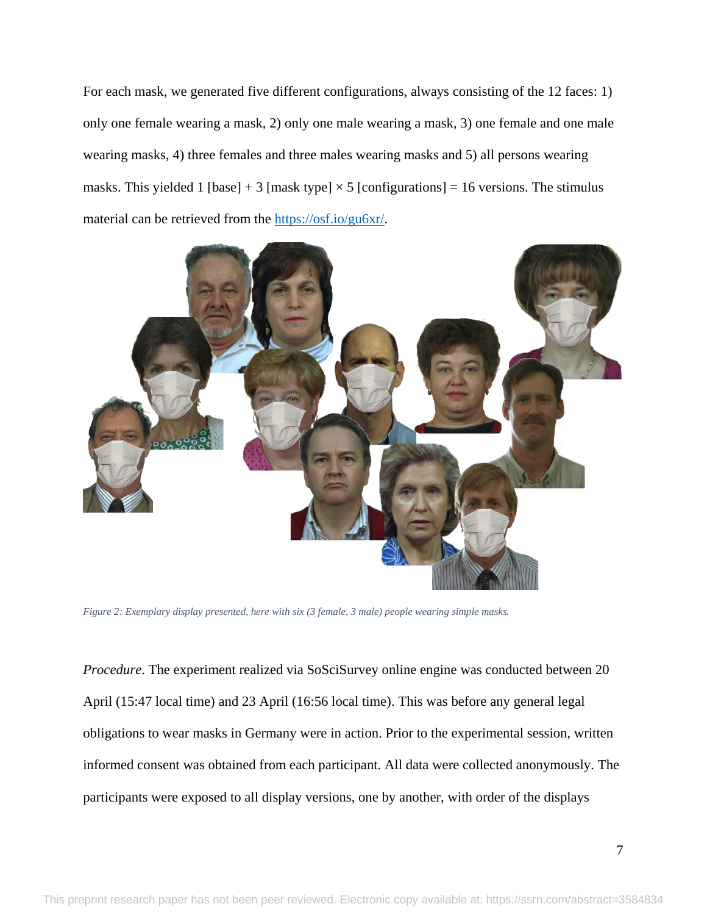For each mask, we generated five different configurations, always consisting of the 12 faces: 1) only one female wearing a mask, 2) only one male wearing a mask, 3) one female and one male wearing masks, 4) three females and three males wearing masks and 5) all persons wearing masks. This yielded 1 [base] + 3 [mask type] × 5 [configurations] = 16 versions. The stimulus material can be retrieved from the https://osf.io/gu6xr/.

*Figure 2: Exemplary display presented, here with six (3 female, 3 male) people wearing simple masks.*

*Procedure*. The experiment realized via SoSciSurvey online engine was conducted between 20 April (15:47 local time) and 23 April (16:56 local time). This was before any general legal obligations to wear masks in Germany were in action. Prior to the experimental session, written informed consent was obtained from each participant. All data were collected anonymously. The participants were exposed to all display versions, one by another, with order of the displays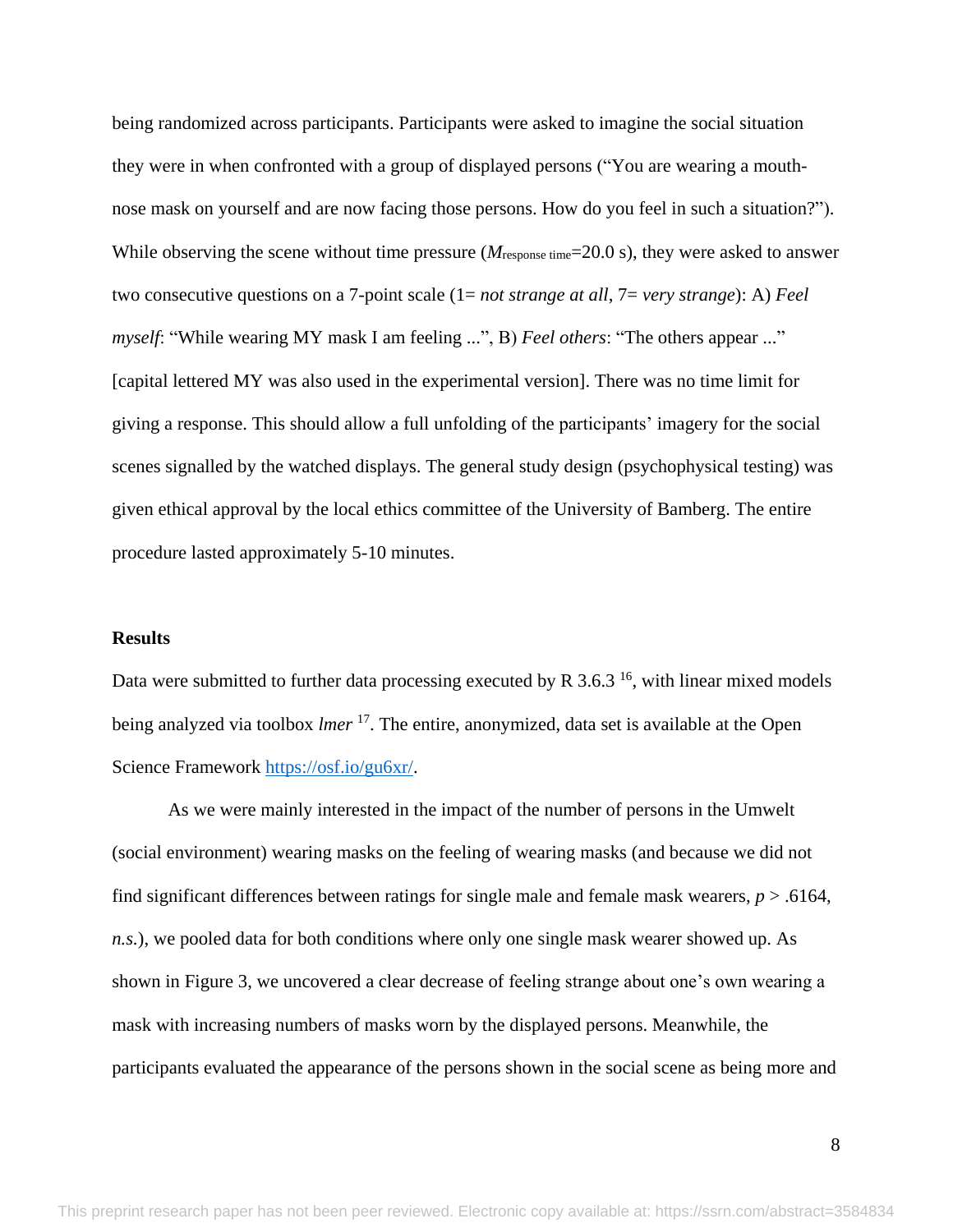being randomized across participants. Participants were asked to imagine the social situation they were in when confronted with a group of displayed persons ("You are wearing a mouth-nose mask on yourself and are now facing those persons. How do you feel in such a situation?"). While observing the scene without time pressure ($M_{\text{response time}}$=20.0 s), they were asked to answer two consecutive questions on a 7-point scale (1= *not strange at all*, 7= *very strange*): A) *Feel myself*: "While wearing MY mask I am feeling ...", B) *Feel others*: "The others appear ..." [capital lettered MY was also used in the experimental version]. There was no time limit for giving a response. This should allow a full unfolding of the participants' imagery for the social scenes signalled by the watched displays. The general study design (psychophysical testing) was given ethical approval by the local ethics committee of the University of Bamberg. The entire procedure lasted approximately 5-10 minutes.

### Results

Data were submitted to further data processing executed by R 3.6.3 [16], with linear mixed models being analyzed via toolbox *lmer* [17]. The entire, anonymized, data set is available at the Open Science Framework https://osf.io/gu6xr/.

As we were mainly interested in the impact of the number of persons in the Umwelt (social environment) wearing masks on the feeling of wearing masks (and because we did not find significant differences between ratings for single male and female mask wearers, $p$ > .6164, *n.s.*), we pooled data for both conditions where only one single mask wearer showed up. As shown in Figure 3, we uncovered a clear decrease of feeling strange about one's own wearing a mask with increasing numbers of masks worn by the displayed persons. Meanwhile, the participants evaluated the appearance of the persons shown in the social scene as being more and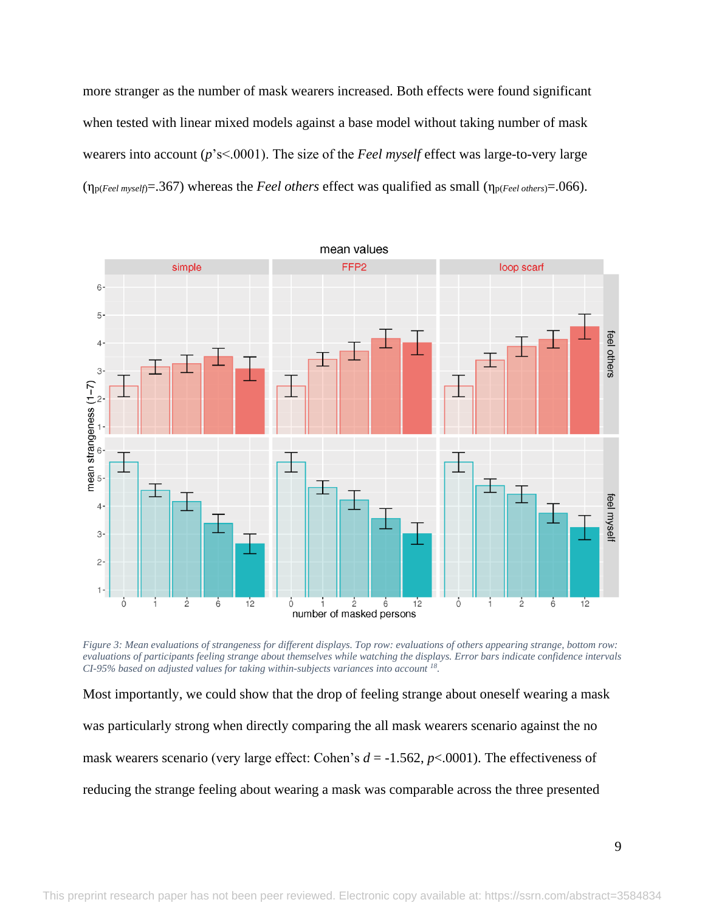more stranger as the number of mask wearers increased. Both effects were found significant when tested with linear mixed models against a base model without taking number of mask wearers into account ($p$'s<.0001). The size of the *Feel myself* effect was large-to-very large ($\eta_{p(Feel\ myself)}$=.367) whereas the *Feel others* effect was qualified as small ($\eta_{p(Feel\ others)}$=.066).

*Figure 3: Mean evaluations of strangeness for different displays. Top row: evaluations of others appearing strange, bottom row: evaluations of participants feeling strange about themselves while watching the displays. Error bars indicate confidence intervals CI-95% based on adjusted values for taking within-subjects variances into account [18].*

Most importantly, we could show that the drop of feeling strange about oneself wearing a mask was particularly strong when directly comparing the all mask wearers scenario against the no mask wearers scenario (very large effect: Cohen's $d$ = -1.562, $p$<.0001). The effectiveness of reducing the strange feeling about wearing a mask was comparable across the three presented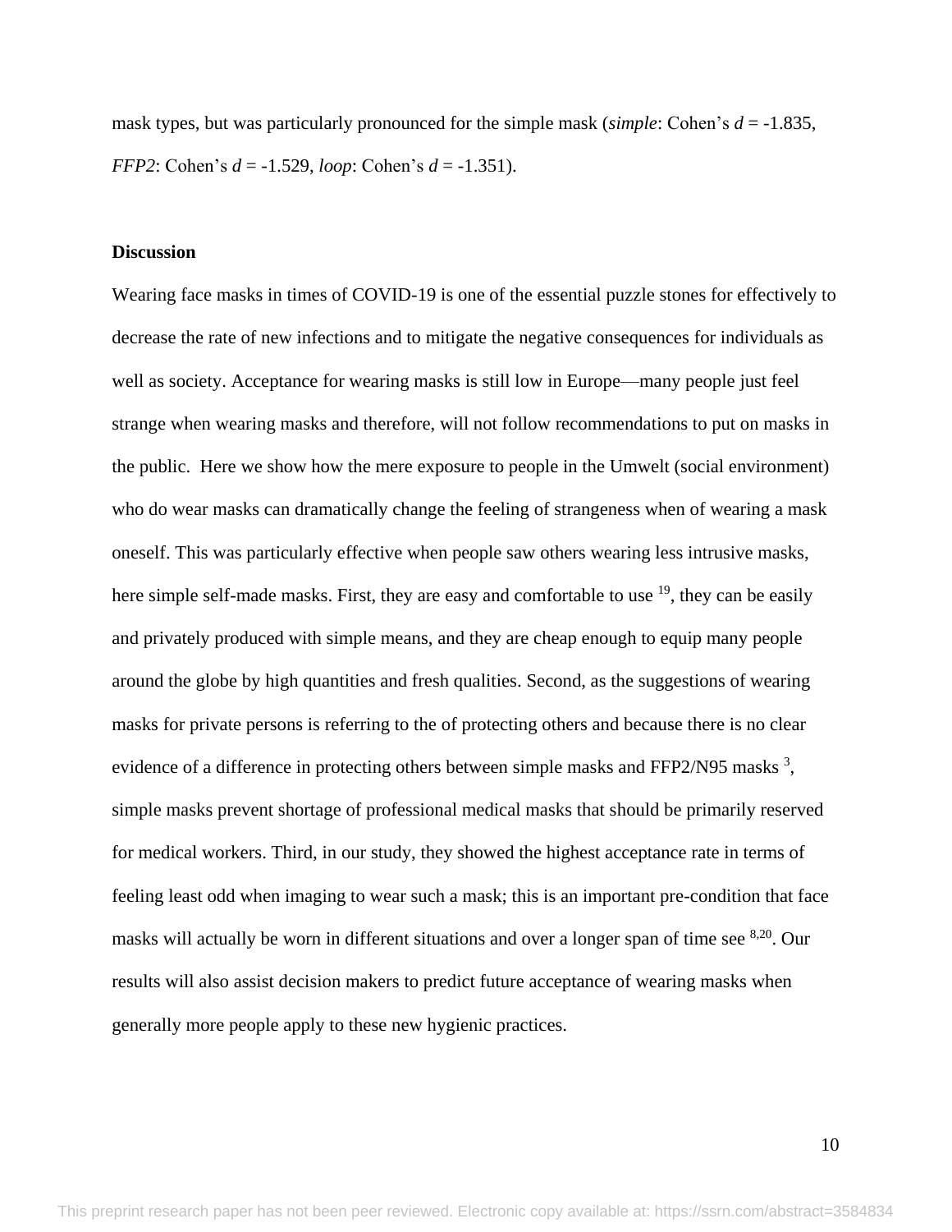mask types, but was particularly pronounced for the simple mask (*simple*: Cohen's $d = -1.835$, *FFP2*: Cohen's $d = -1.529$, *loop*: Cohen's $d = -1.351$).

**Discussion**

Wearing face masks in times of COVID-19 is one of the essential puzzle stones for effectively to decrease the rate of new infections and to mitigate the negative consequences for individuals as well as society. Acceptance for wearing masks is still low in Europe—many people just feel strange when wearing masks and therefore, will not follow recommendations to put on masks in the public. Here we show how the mere exposure to people in the Umwelt (social environment) who do wear masks can dramatically change the feeling of strangeness when of wearing a mask oneself. This was particularly effective when people saw others wearing less intrusive masks, here simple self-made masks. First, they are easy and comfortable to use [19], they can be easily and privately produced with simple means, and they are cheap enough to equip many people around the globe by high quantities and fresh qualities. Second, as the suggestions of wearing masks for private persons is referring to the of protecting others and because there is no clear evidence of a difference in protecting others between simple masks and FFP2/N95 masks [3], simple masks prevent shortage of professional medical masks that should be primarily reserved for medical workers. Third, in our study, they showed the highest acceptance rate in terms of feeling least odd when imaging to wear such a mask; this is an important pre-condition that face masks will actually be worn in different situations and over a longer span of time see [8,20]. Our results will also assist decision makers to predict future acceptance of wearing masks when generally more people apply to these new hygienic practices.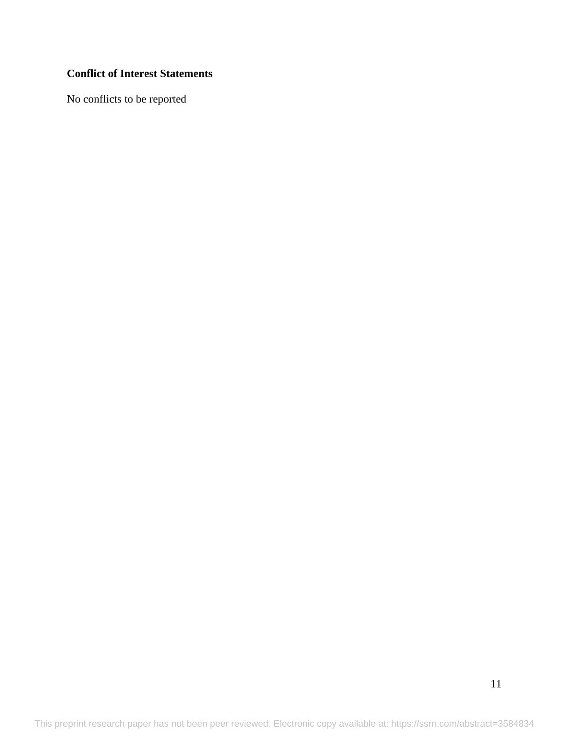**Conflict of Interest Statements**

No conflicts to be reported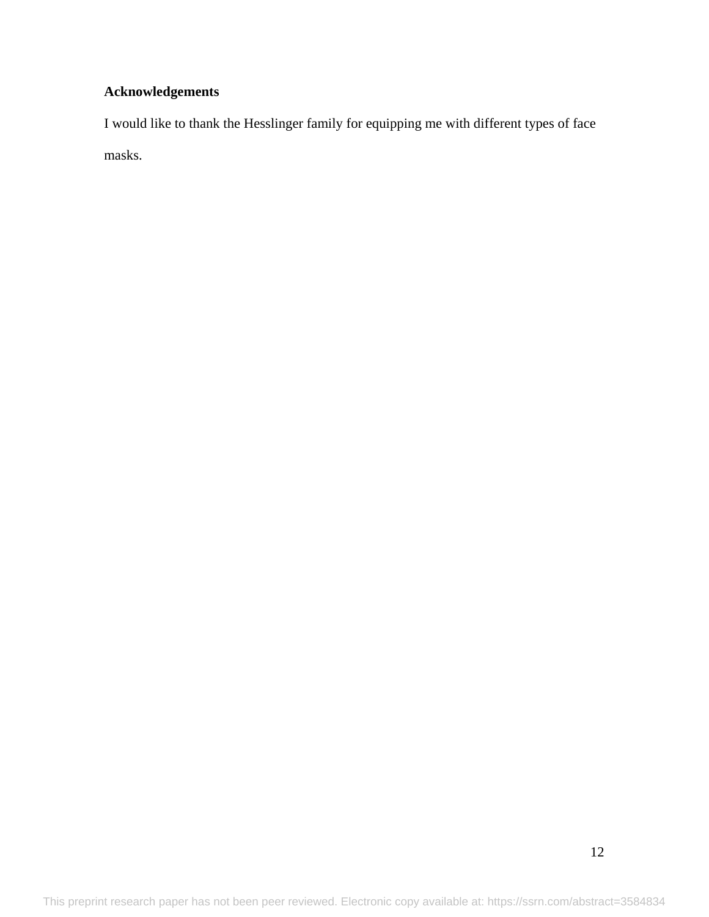**Acknowledgements**

I would like to thank the Hesslinger family for equipping me with different types of face masks.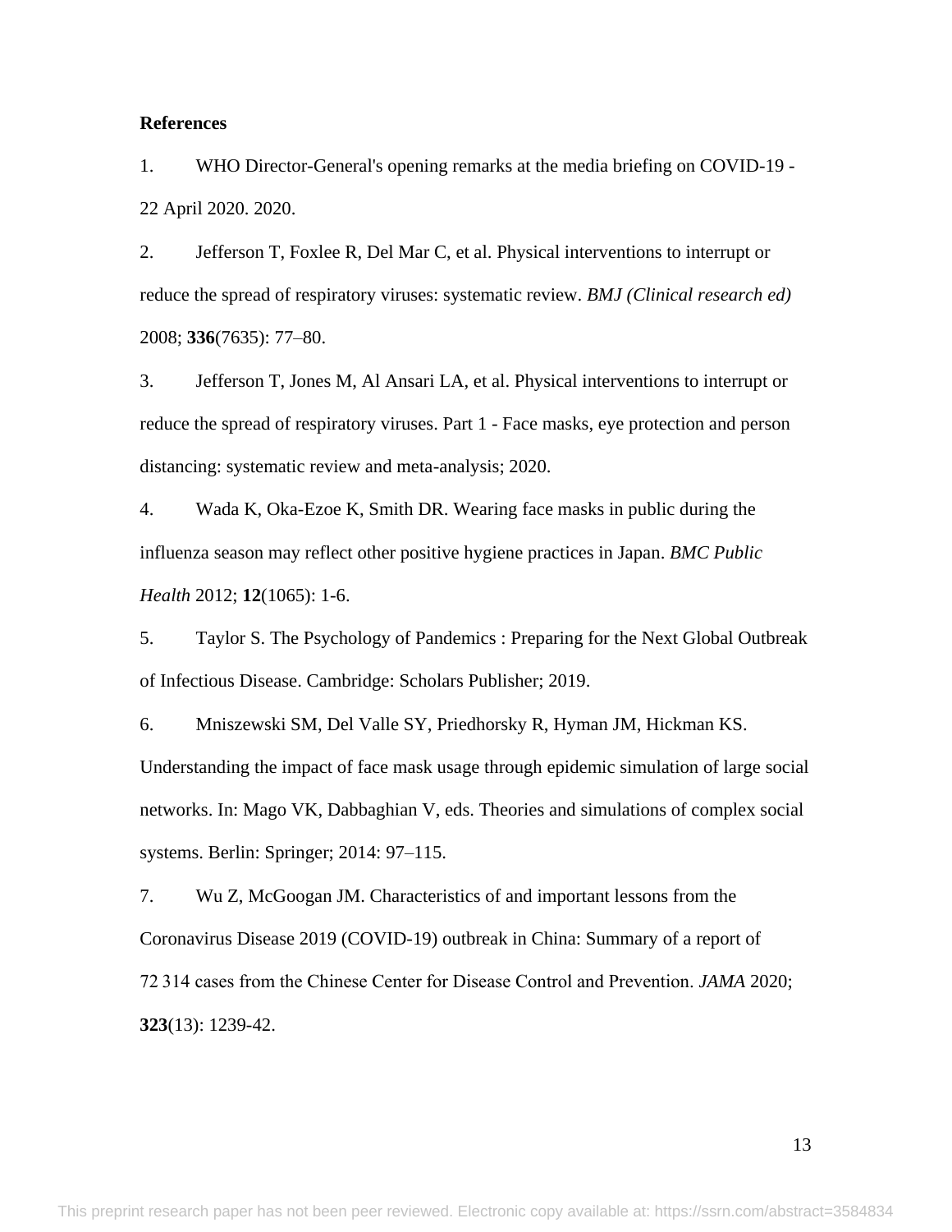**References**

1. WHO Director-General's opening remarks at the media briefing on COVID-19 - 22 April 2020. 2020.

2. Jefferson T, Foxlee R, Del Mar C, et al. Physical interventions to interrupt or reduce the spread of respiratory viruses: systematic review. *BMJ (Clinical research ed)* 2008; **336**(7635): 77–80.

3. Jefferson T, Jones M, Al Ansari LA, et al. Physical interventions to interrupt or reduce the spread of respiratory viruses. Part 1 - Face masks, eye protection and person distancing: systematic review and meta-analysis; 2020.

4. Wada K, Oka-Ezoe K, Smith DR. Wearing face masks in public during the influenza season may reflect other positive hygiene practices in Japan. *BMC Public Health* 2012; **12**(1065): 1-6.

5. Taylor S. The Psychology of Pandemics : Preparing for the Next Global Outbreak of Infectious Disease. Cambridge: Scholars Publisher; 2019.

6. Mniszewski SM, Del Valle SY, Priedhorsky R, Hyman JM, Hickman KS. Understanding the impact of face mask usage through epidemic simulation of large social networks. In: Mago VK, Dabbaghian V, eds. Theories and simulations of complex social systems. Berlin: Springer; 2014: 97–115.

7. Wu Z, McGoogan JM. Characteristics of and important lessons from the Coronavirus Disease 2019 (COVID-19) outbreak in China: Summary of a report of 72 314 cases from the Chinese Center for Disease Control and Prevention. *JAMA* 2020; **323**(13): 1239-42.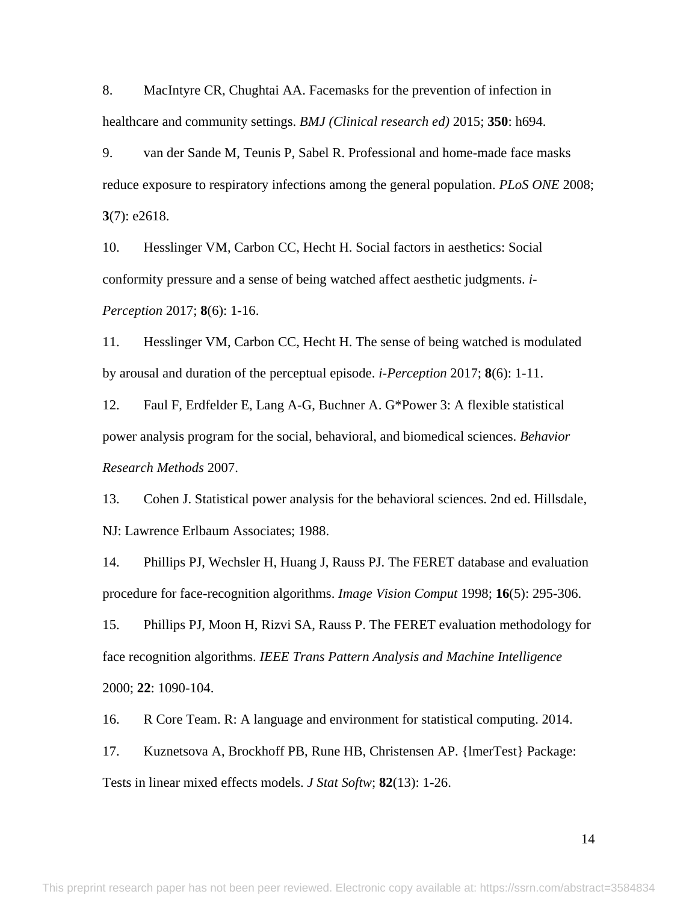8. MacIntyre CR, Chughtai AA. Facemasks for the prevention of infection in healthcare and community settings. *BMJ (Clinical research ed)* 2015; **350**: h694.

9. van der Sande M, Teunis P, Sabel R. Professional and home-made face masks reduce exposure to respiratory infections among the general population. *PLoS ONE* 2008; **3**(7): e2618.

10. Hesslinger VM, Carbon CC, Hecht H. Social factors in aesthetics: Social conformity pressure and a sense of being watched affect aesthetic judgments. *i-Perception* 2017; **8**(6): 1-16.

11. Hesslinger VM, Carbon CC, Hecht H. The sense of being watched is modulated by arousal and duration of the perceptual episode. *i-Perception* 2017; **8**(6): 1-11.

12. Faul F, Erdfelder E, Lang A-G, Buchner A. G*Power 3: A flexible statistical power analysis program for the social, behavioral, and biomedical sciences. *Behavior Research Methods* 2007.

13. Cohen J. Statistical power analysis for the behavioral sciences. 2nd ed. Hillsdale, NJ: Lawrence Erlbaum Associates; 1988.

14. Phillips PJ, Wechsler H, Huang J, Rauss PJ. The FERET database and evaluation procedure for face-recognition algorithms. *Image Vision Comput* 1998; **16**(5): 295-306.

15. Phillips PJ, Moon H, Rizvi SA, Rauss P. The FERET evaluation methodology for face recognition algorithms. *IEEE Trans Pattern Analysis and Machine Intelligence* 2000; **22**: 1090-104.

16. R Core Team. R: A language and environment for statistical computing. 2014.

17. Kuznetsova A, Brockhoff PB, Rune HB, Christensen AP. {lmerTest} Package: Tests in linear mixed effects models. *J Stat Softw*; **82**(13): 1-26.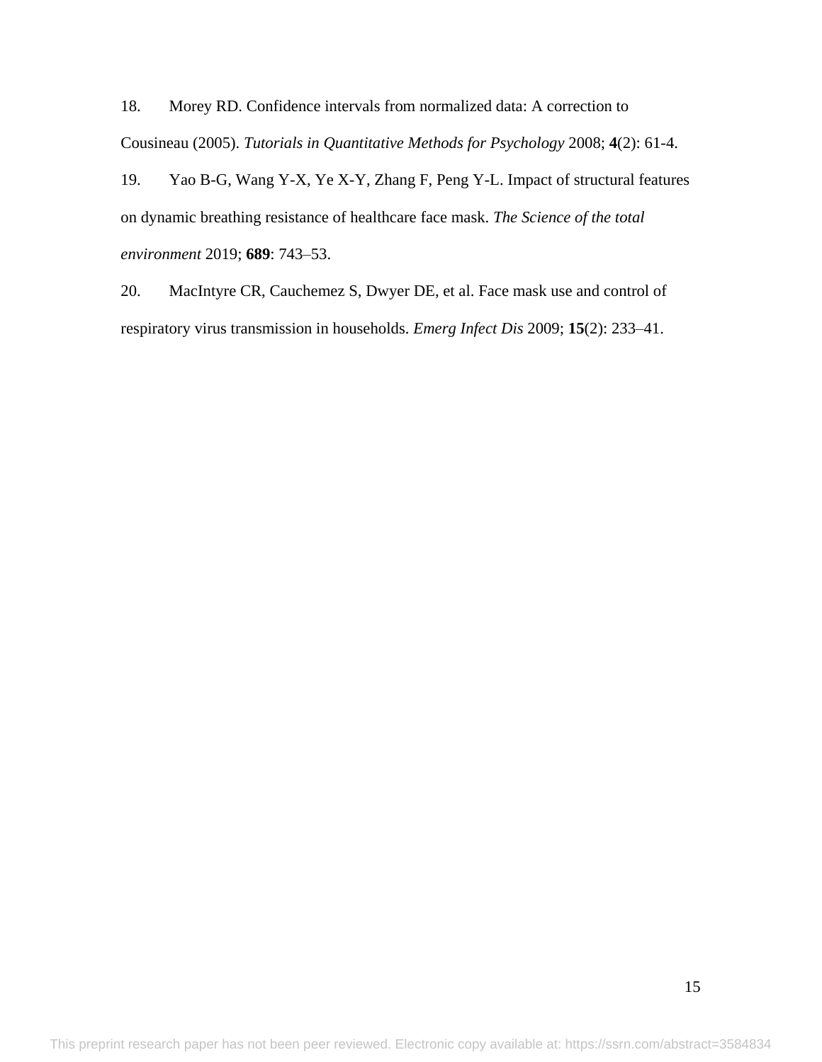18. Morey RD. Confidence intervals from normalized data: A correction to Cousineau (2005). *Tutorials in Quantitative Methods for Psychology* 2008; **4**(2): 61-4.

19. Yao B-G, Wang Y-X, Ye X-Y, Zhang F, Peng Y-L. Impact of structural features on dynamic breathing resistance of healthcare face mask. *The Science of the total environment* 2019; **689**: 743–53.

20. MacIntyre CR, Cauchemez S, Dwyer DE, et al. Face mask use and control of respiratory virus transmission in households. *Emerg Infect Dis* 2009; **15**(2): 233–41.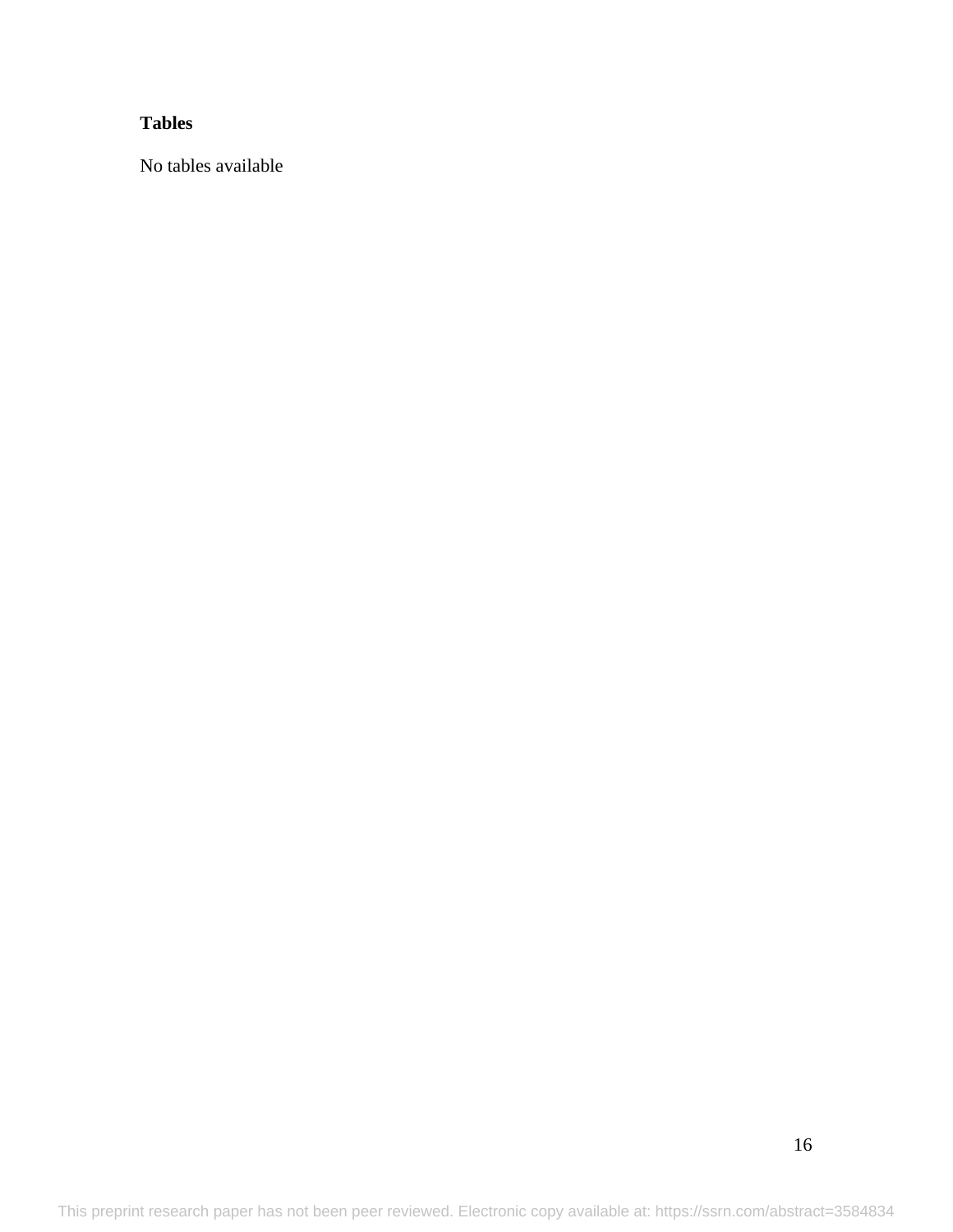**Tables**

No tables available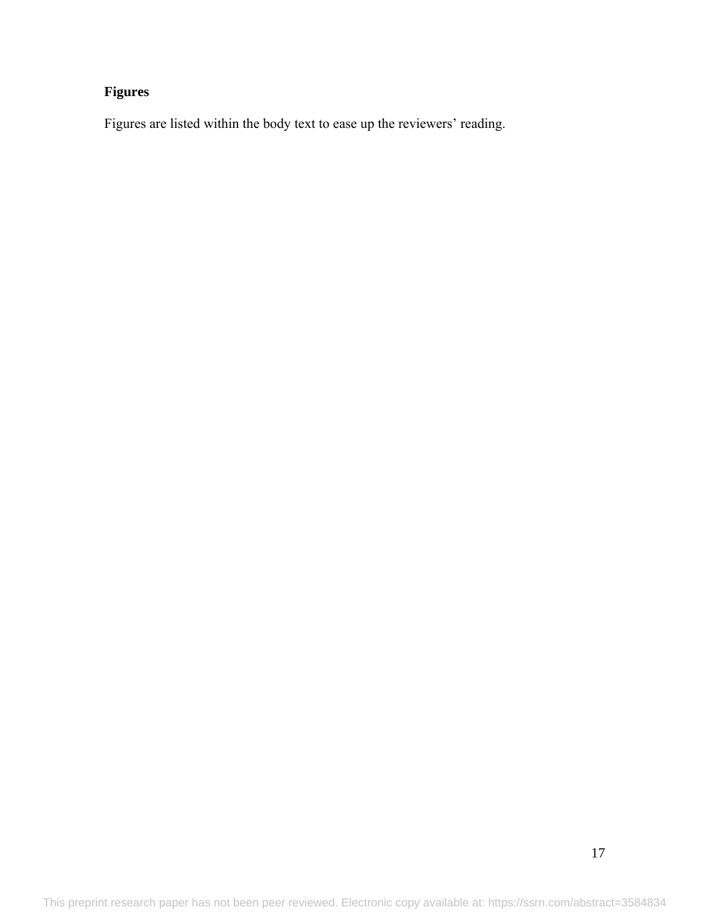**Figures**

Figures are listed within the body text to ease up the reviewers' reading.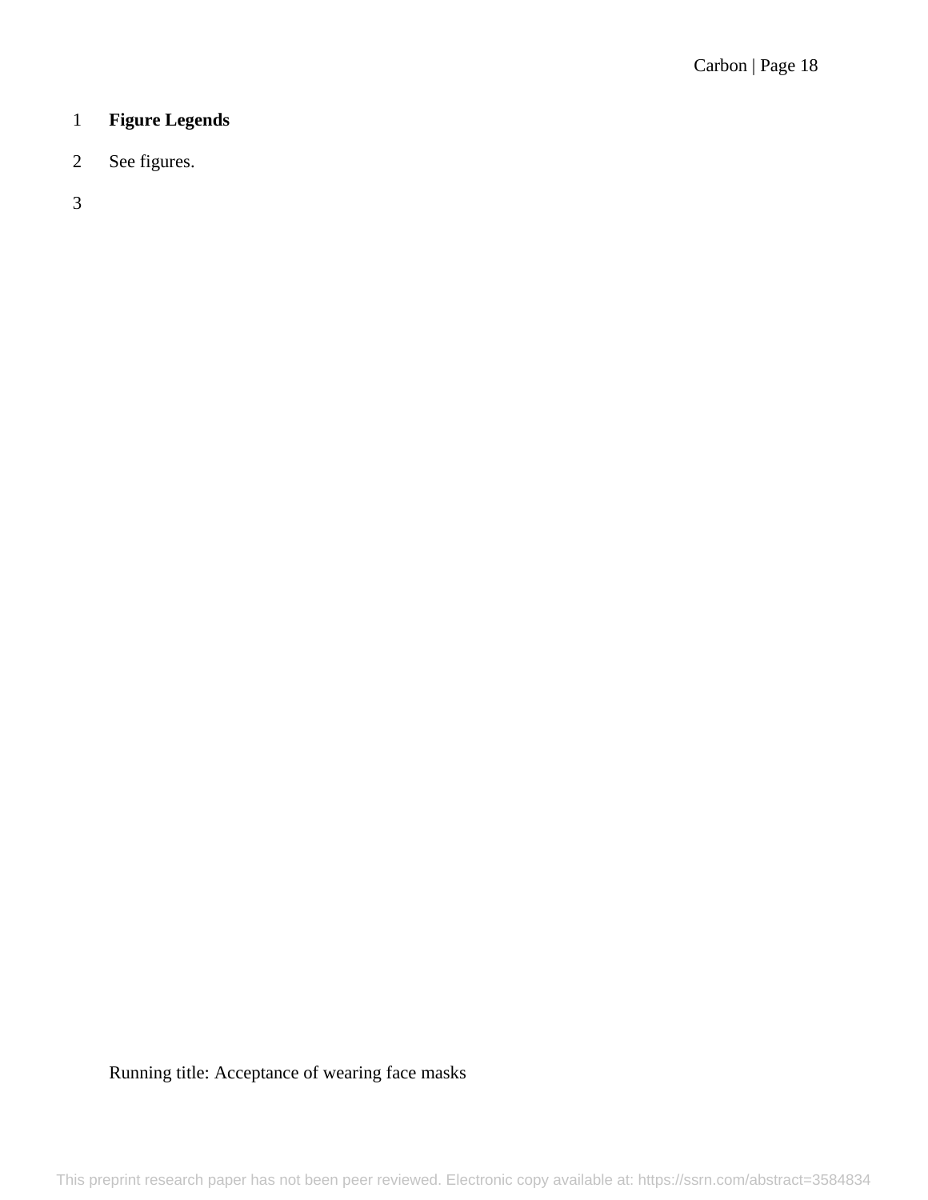**Figure Legends**

See figures.